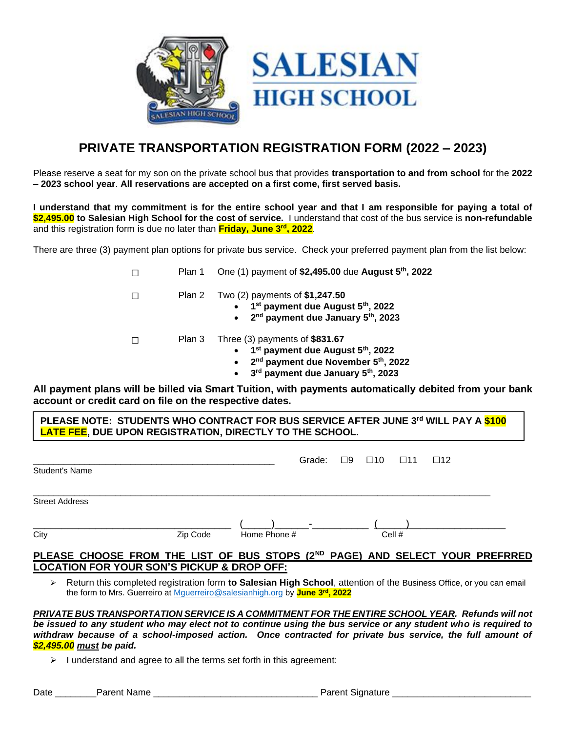# SALESIAN HIGH SCHOOL

## PRIVATE TRANSPORTATION REGISTRATION FORM (2022 – 2023)

Please reserve a seat for my son on the private school bus that provides **transportation to and from school** for the **2022 – 2023 school year**. **All reservations are accepted on a first come, first served basis.**

**I understand that my commitment is for the entire school year and that I am responsible for paying a total of $2,495.00 to Salesian High School for the cost of service.** I understand that cost of the bus service is **non-refundable** and this registration form is due no later than **Friday, June 3rd, 2022**.

There are three (3) payment plan options for private bus service. Check your preferred payment plan from the list below:

☐ Plan 1 One (1) payment of **$2,495.00** due **August 5th, 2022**

☐ Plan 2 Two (2) payments of **$1,247.50**
- **1st payment due August 5th, 2022**
- **2nd payment due January 5th, 2023**

☐ Plan 3 Three (3) payments of **$831.67**
- **1st payment due August 5th, 2022**
- **2nd payment due November 5th, 2022**
- **3rd payment due January 5th, 2023**

**All payment plans will be billed via Smart Tuition, with payments automatically debited from your bank account or credit card on file on the respective dates.**

**PLEASE NOTE: STUDENTS WHO CONTRACT FOR BUS SERVICE AFTER JUNE 3rd WILL PAY A $100 LATE FEE, DUE UPON REGISTRATION, DIRECTLY TO THE SCHOOL.**

_______________________________________________ Grade: ☐9 ☐10 ☐11 ☐12
Student's Name

______________________________________________________________________________
Street Address

____________________________________ (_____)______-__________ (_____)_________________
City Zip Code Home Phone # Cell #

**PLEASE CHOOSE FROM THE LIST OF BUS STOPS (2ND PAGE) AND SELECT YOUR PREFRRED LOCATION FOR YOUR SON'S PICKUP & DROP OFF:**

- Return this completed registration form **to Salesian High School**, attention of the Business Office, or you can email the form to Mrs. Guerreiro at Mguerreiro@salesianhigh.org by **June 3rd, 2022**

***PRIVATE BUS TRANSPORTATION SERVICE IS A COMMITMENT FOR THE ENTIRE SCHOOL YEAR. Refunds will not be issued to any student who may elect not to continue using the bus service or any student who is required to withdraw because of a school-imposed action. Once contracted for private bus service, the full amount of $2,495.00 must be paid.***

- I understand and agree to all the terms set forth in this agreement:

Date ________ Parent Name _______________________________ Parent Signature __________________________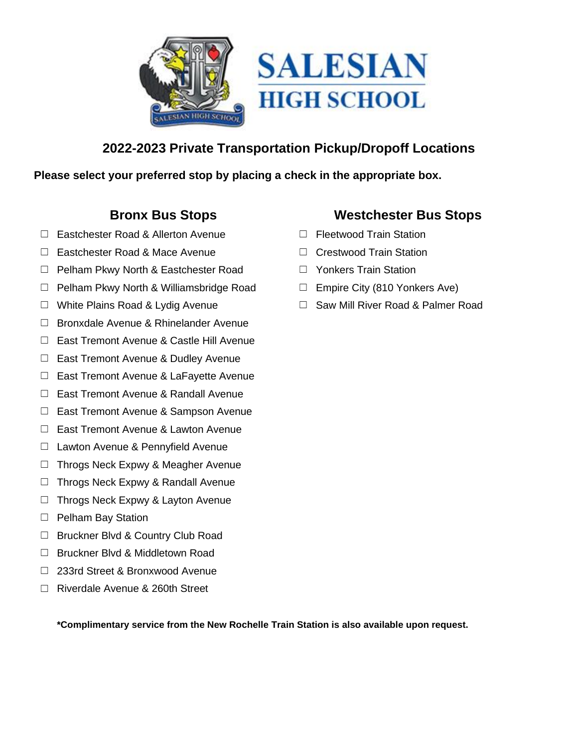# SALESIAN HIGH SCHOOL

## 2022-2023 Private Transportation Pickup/Dropoff Locations

**Please select your preferred stop by placing a check in the appropriate box.**

### Bronx Bus Stops

- ☐ Eastchester Road & Allerton Avenue
- ☐ Eastchester Road & Mace Avenue
- ☐ Pelham Pkwy North & Eastchester Road
- ☐ Pelham Pkwy North & Williamsbridge Road
- ☐ White Plains Road & Lydig Avenue
- ☐ Bronxdale Avenue & Rhinelander Avenue
- ☐ East Tremont Avenue & Castle Hill Avenue
- ☐ East Tremont Avenue & Dudley Avenue
- ☐ East Tremont Avenue & LaFayette Avenue
- ☐ East Tremont Avenue & Randall Avenue
- ☐ East Tremont Avenue & Sampson Avenue
- ☐ East Tremont Avenue & Lawton Avenue
- ☐ Lawton Avenue & Pennyfield Avenue
- ☐ Throgs Neck Expwy & Meagher Avenue
- ☐ Throgs Neck Expwy & Randall Avenue
- ☐ Throgs Neck Expwy & Layton Avenue
- ☐ Pelham Bay Station
- ☐ Bruckner Blvd & Country Club Road
- ☐ Bruckner Blvd & Middletown Road
- ☐ 233rd Street & Bronxwood Avenue
- ☐ Riverdale Avenue & 260th Street

### Westchester Bus Stops

- ☐ Fleetwood Train Station
- ☐ Crestwood Train Station
- ☐ Yonkers Train Station
- ☐ Empire City (810 Yonkers Ave)
- ☐ Saw Mill River Road & Palmer Road

**\*Complimentary service from the New Rochelle Train Station is also available upon request.**